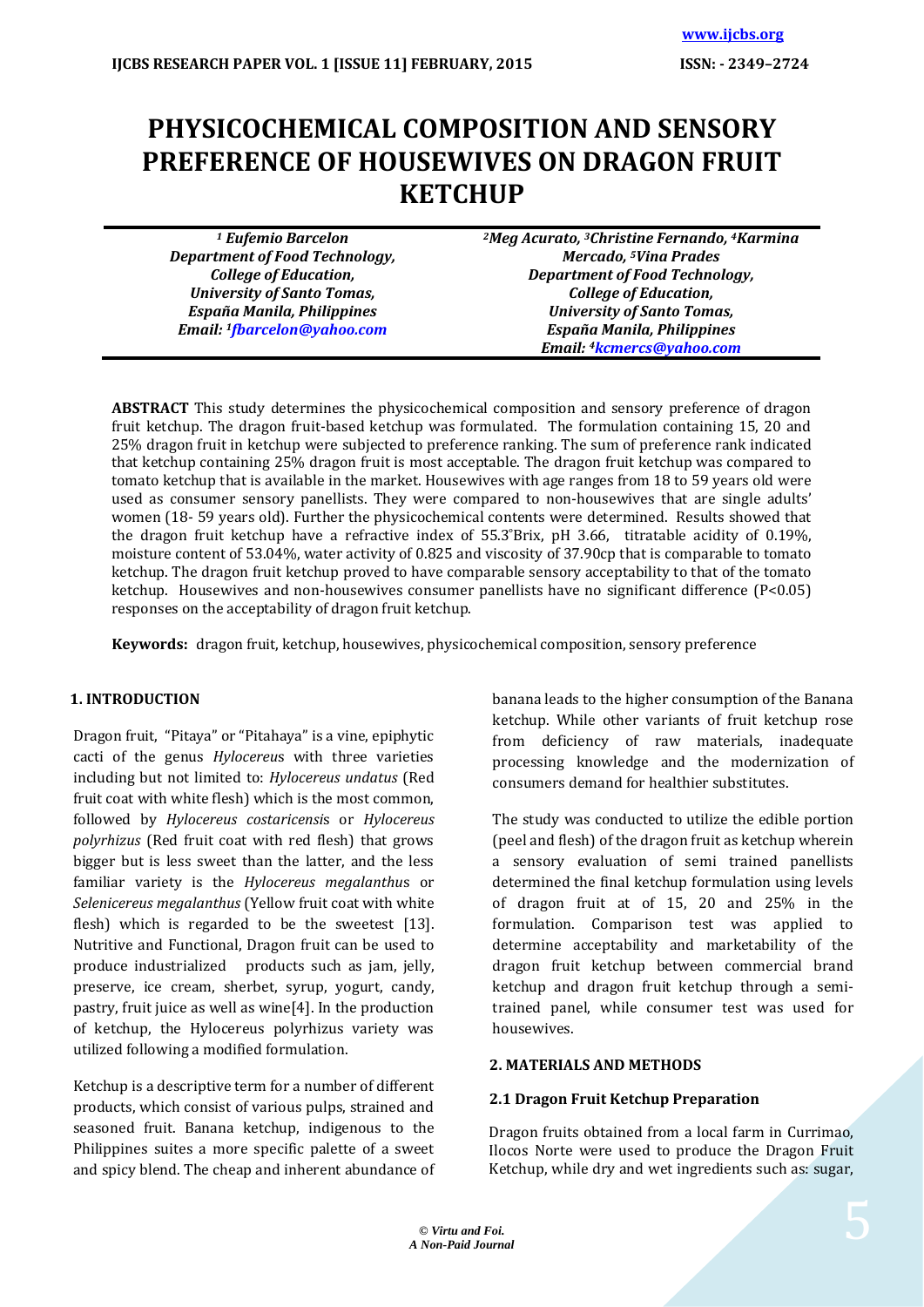# PHYSICOCHEMICAL COMPOSITION AND SENSORY PREFERENCE OF HOUSEWIVES ON DRAGON FRUIT KETCHUP

*[1] Eufemio Barcelon*
*Department of Food Technology,*
*College of Education,*
*University of Santo Tomas,*
*España Manila, Philippines*
*Email: [1]fbarcelon@yahoo.com*

*[2]Meg Acurato, [3]Christine Fernando, [4]Karmina Mercado, [5]Vina Prades*
*Department of Food Technology,*
*College of Education,*
*University of Santo Tomas,*
*España Manila, Philippines*
*Email: [4]kcmercs@yahoo.com*

**ABSTRACT** This study determines the physicochemical composition and sensory preference of dragon fruit ketchup. The dragon fruit-based ketchup was formulated. The formulation containing 15, 20 and 25% dragon fruit in ketchup were subjected to preference ranking. The sum of preference rank indicated that ketchup containing 25% dragon fruit is most acceptable. The dragon fruit ketchup was compared to tomato ketchup that is available in the market. Housewives with age ranges from 18 to 59 years old were used as consumer sensory panellists. They were compared to non-housewives that are single adults' women (18- 59 years old). Further the physicochemical contents were determined. Results showed that the dragon fruit ketchup have a refractive index of 55.3°Brix, pH 3.66, titratable acidity of 0.19%, moisture content of 53.04%, water activity of 0.825 and viscosity of 37.90cp that is comparable to tomato ketchup. The dragon fruit ketchup proved to have comparable sensory acceptability to that of the tomato ketchup. Housewives and non-housewives consumer panellists have no significant difference ($P<0.05$) responses on the acceptability of dragon fruit ketchup.

**Keywords:** dragon fruit, ketchup, housewives, physicochemical composition, sensory preference

## 1. INTRODUCTION

Dragon fruit, "Pitaya" or "Pitahaya" is a vine, epiphytic cacti of the genus *Hylocereus* with three varieties including but not limited to: *Hylocereus undatus* (Red fruit coat with white flesh) which is the most common, followed by *Hylocereus costaricensis* or *Hylocereus polyrhizus* (Red fruit coat with red flesh) that grows bigger but is less sweet than the latter, and the less familiar variety is the *Hylocereus megalanthus* or *Selenicereus megalanthus* (Yellow fruit coat with white flesh) which is regarded to be the sweetest [13]. Nutritive and Functional, Dragon fruit can be used to produce industrialized products such as jam, jelly, preserve, ice cream, sherbet, syrup, yogurt, candy, pastry, fruit juice as well as wine[4]. In the production of ketchup, the Hylocereus polyrhizus variety was utilized following a modified formulation.

Ketchup is a descriptive term for a number of different products, which consist of various pulps, strained and seasoned fruit. Banana ketchup, indigenous to the Philippines suites a more specific palette of a sweet and spicy blend. The cheap and inherent abundance of banana leads to the higher consumption of the Banana ketchup. While other variants of fruit ketchup rose from deficiency of raw materials, inadequate processing knowledge and the modernization of consumers demand for healthier substitutes.

The study was conducted to utilize the edible portion (peel and flesh) of the dragon fruit as ketchup wherein a sensory evaluation of semi trained panellists determined the final ketchup formulation using levels of dragon fruit at of 15, 20 and 25% in the formulation. Comparison test was applied to determine acceptability and marketability of the dragon fruit ketchup between commercial brand ketchup and dragon fruit ketchup through a semi-trained panel, while consumer test was used for housewives.

## 2. MATERIALS AND METHODS

### 2.1 Dragon Fruit Ketchup Preparation

Dragon fruits obtained from a local farm in Currimao, Ilocos Norte were used to produce the Dragon Fruit Ketchup, while dry and wet ingredients such as: sugar,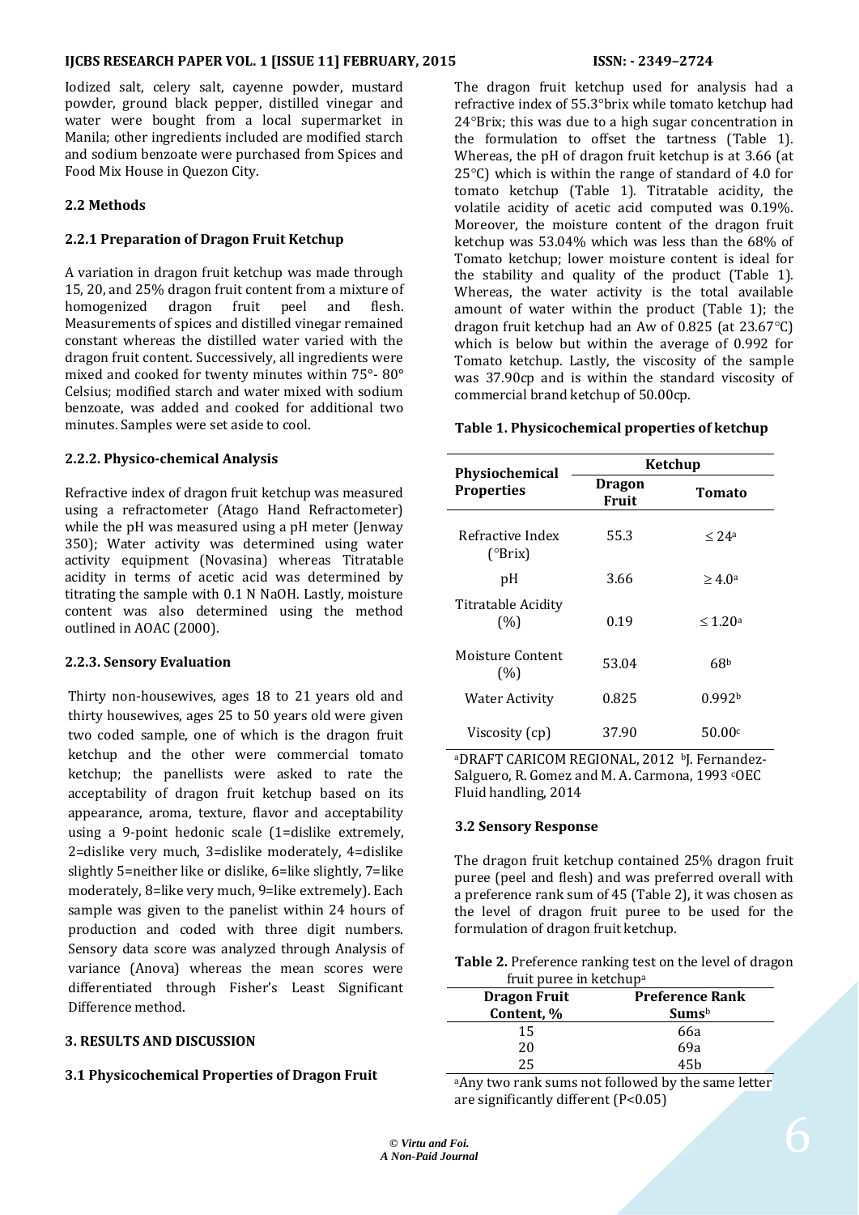Iodized salt, celery salt, cayenne powder, mustard powder, ground black pepper, distilled vinegar and water were bought from a local supermarket in Manila; other ingredients included are modified starch and sodium benzoate were purchased from Spices and Food Mix House in Quezon City.

### 2.2 Methods

#### 2.2.1 Preparation of Dragon Fruit Ketchup

A variation in dragon fruit ketchup was made through 15, 20, and 25% dragon fruit content from a mixture of homogenized dragon fruit peel and flesh. Measurements of spices and distilled vinegar remained constant whereas the distilled water varied with the dragon fruit content. Successively, all ingredients were mixed and cooked for twenty minutes within 75°- 80° Celsius; modified starch and water mixed with sodium benzoate, was added and cooked for additional two minutes. Samples were set aside to cool.

#### 2.2.2. Physico-chemical Analysis

Refractive index of dragon fruit ketchup was measured using a refractometer (Atago Hand Refractometer) while the pH was measured using a pH meter (Jenway 350); Water activity was determined using water activity equipment (Novasina) whereas Titratable acidity in terms of acetic acid was determined by titrating the sample with 0.1 N NaOH. Lastly, moisture content was also determined using the method outlined in AOAC (2000).

#### 2.2.3. Sensory Evaluation

Thirty non-housewives, ages 18 to 21 years old and thirty housewives, ages 25 to 50 years old were given two coded sample, one of which is the dragon fruit ketchup and the other were commercial tomato ketchup; the panellists were asked to rate the acceptability of dragon fruit ketchup based on its appearance, aroma, texture, flavor and acceptability using a 9-point hedonic scale (1=dislike extremely, 2=dislike very much, 3=dislike moderately, 4=dislike slightly 5=neither like or dislike, 6=like slightly, 7=like moderately, 8=like very much, 9=like extremely). Each sample was given to the panelist within 24 hours of production and coded with three digit numbers. Sensory data score was analyzed through Analysis of variance (Anova) whereas the mean scores were differentiated through Fisher's Least Significant Difference method.

## 3. RESULTS AND DISCUSSION

### 3.1 Physicochemical Properties of Dragon Fruit

The dragon fruit ketchup used for analysis had a refractive index of 55.3°brix while tomato ketchup had 24°Brix; this was due to a high sugar concentration in the formulation to offset the tartness (Table 1). Whereas, the pH of dragon fruit ketchup is at 3.66 (at 25°C) which is within the range of standard of 4.0 for tomato ketchup (Table 1). Titratable acidity, the volatile acidity of acetic acid computed was 0.19%. Moreover, the moisture content of the dragon fruit ketchup was 53.04% which was less than the 68% of Tomato ketchup; lower moisture content is ideal for the stability and quality of the product (Table 1). Whereas, the water activity is the total available amount of water within the product (Table 1); the dragon fruit ketchup had an Aw of 0.825 (at 23.67°C) which is below but within the average of 0.992 for Tomato ketchup. Lastly, the viscosity of the sample was 37.90cp and is within the standard viscosity of commercial brand ketchup of 50.00cp.

**Table 1. Physicochemical properties of ketchup**

| Physiochemical Properties | Ketchup | |
|---|---|---|
| | Dragon Fruit | Tomato |
| Refractive Index (°Brix) | 55.3 | ≤ 24[a] |
| pH | 3.66 | ≥ 4.0[a] |
| Titratable Acidity (%) | 0.19 | ≤ 1.20[a] |
| Moisture Content (%) | 53.04 | 68[b] |
| Water Activity | 0.825 | 0.992[b] |
| Viscosity (cp) | 37.90 | 50.00[c] |

[a]DRAFT CARICOM REGIONAL, 2012 [b]J. Fernandez-Salguero, R. Gomez and M. A. Carmona, 1993 [c]OEC Fluid handling, 2014

### 3.2 Sensory Response

The dragon fruit ketchup contained 25% dragon fruit puree (peel and flesh) and was preferred overall with a preference rank sum of 45 (Table 2), it was chosen as the level of dragon fruit puree to be used for the formulation of dragon fruit ketchup.

**Table 2.** Preference ranking test on the level of dragon fruit puree in ketchup[a]

| Dragon Fruit Content, % | Preference Rank Sums[b] |
|---|---|
| 15 | 66a |
| 20 | 69a |
| 25 | 45b |

[a]Any two rank sums not followed by the same letter are significantly different ($P<0.05$)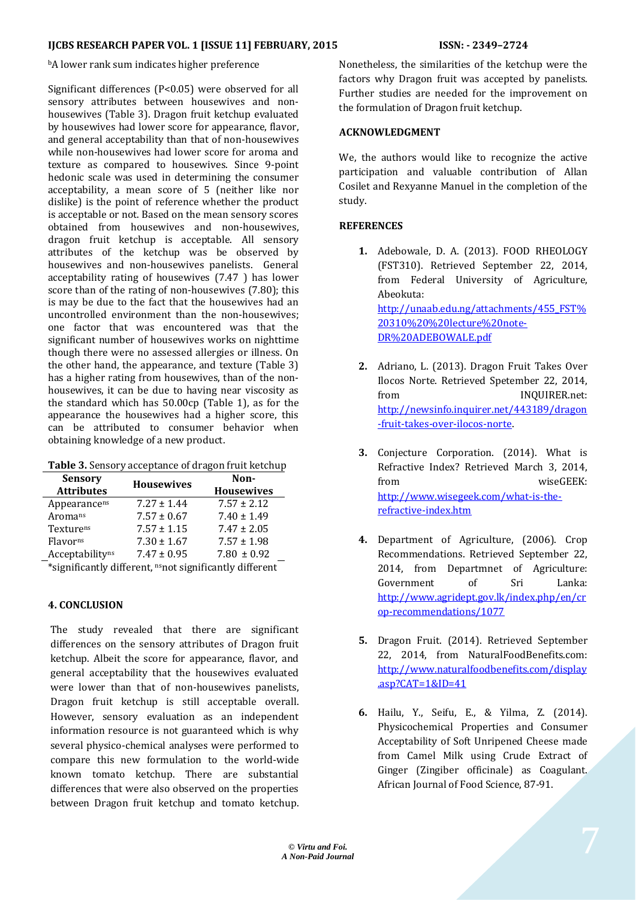[b]A lower rank sum indicates higher preference

Significant differences (P<0.05) were observed for all sensory attributes between housewives and non-housewives (Table 3). Dragon fruit ketchup evaluated by housewives had lower score for appearance, flavor, and general acceptability than that of non-housewives while non-housewives had lower score for aroma and texture as compared to housewives. Since 9-point hedonic scale was used in determining the consumer acceptability, a mean score of 5 (neither like nor dislike) is the point of reference whether the product is acceptable or not. Based on the mean sensory scores obtained from housewives and non-housewives, dragon fruit ketchup is acceptable. All sensory attributes of the ketchup was be observed by housewives and non-housewives panelists. General acceptability rating of housewives (7.47 ) has lower score than of the rating of non-housewives (7.80); this is may be due to the fact that the housewives had an uncontrolled environment than the non-housewives; one factor that was encountered was that the significant number of housewives works on nighttime though there were no assessed allergies or illness. On the other hand, the appearance, and texture (Table 3) has a higher rating from housewives, than of the non-housewives, it can be due to having near viscosity as the standard which has 50.00cp (Table 1), as for the appearance the housewives had a higher score, this can be attributed to consumer behavior when obtaining knowledge of a new product.

**Table 3.** Sensory acceptance of dragon fruit ketchup

| Sensory Attributes | Housewives | Non-Housewives |
|---|---|---|
| Appearance[ns] | 7.27 ± 1.44 | 7.57 ± 2.12 |
| Aroma[ns] | 7.57 ± 0.67 | 7.40 ± 1.49 |
| Texture[ns] | 7.57 ± 1.15 | 7.47 ± 2.05 |
| Flavor[ns] | 7.30 ± 1.67 | 7.57 ± 1.98 |
| Acceptability[ns] | 7.47 ± 0.95 | 7.80 ± 0.92 |

*significantly different, [ns]not significantly different

## 4. CONCLUSION

The study revealed that there are significant differences on the sensory attributes of Dragon fruit ketchup. Albeit the score for appearance, flavor, and general acceptability that the housewives evaluated were lower than that of non-housewives panelists, Dragon fruit ketchup is still acceptable overall. However, sensory evaluation as an independent information resource is not guaranteed which is why several physico-chemical analyses were performed to compare this new formulation to the world-wide known tomato ketchup. There are substantial differences that were also observed on the properties between Dragon fruit ketchup and tomato ketchup. Nonetheless, the similarities of the ketchup were the factors why Dragon fruit was accepted by panelists. Further studies are needed for the improvement on the formulation of Dragon fruit ketchup.

## ACKNOWLEDGMENT

We, the authors would like to recognize the active participation and valuable contribution of Allan Cosilet and Rexyanne Manuel in the completion of the study.

## REFERENCES

1. Adebowale, D. A. (2013). FOOD RHEOLOGY (FST310). Retrieved September 22, 2014, from Federal University of Agriculture, Abeokuta: http://unaab.edu.ng/attachments/455_FST%20310%20%20lecture%20note-DR%20ADEBOWALE.pdf

2. Adriano, L. (2013). Dragon Fruit Takes Over Ilocos Norte. Retrieved Spetember 22, 2014, from INQUIRER.net: http://newsinfo.inquirer.net/443189/dragon-fruit-takes-over-ilocos-norte.

3. Conjecture Corporation. (2014). What is Refractive Index? Retrieved March 3, 2014, from wiseGEEK: http://www.wisegeek.com/what-is-the-refractive-index.htm

4. Department of Agriculture, (2006). Crop Recommendations. Retrieved September 22, 2014, from Departmnet of Agriculture: Government of Sri Lanka: http://www.agridept.gov.lk/index.php/en/crop-recommendations/1077

5. Dragon Fruit. (2014). Retrieved September 22, 2014, from NaturalFoodBenefits.com: http://www.naturalfoodbenefits.com/display.asp?CAT=1&ID=41

6. Hailu, Y., Seifu, E., & Yilma, Z. (2014). Physicochemical Properties and Consumer Acceptability of Soft Unripened Cheese made from Camel Milk using Crude Extract of Ginger (Zingiber officinale) as Coagulant. African Journal of Food Science, 87-91.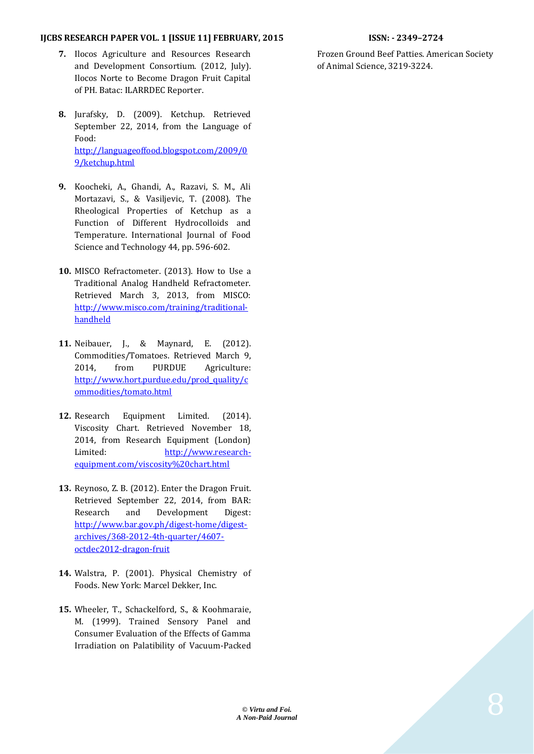7. Ilocos Agriculture and Resources Research and Development Consortium. (2012, July). Ilocos Norte to Become Dragon Fruit Capital of PH. Batac: ILARRDEC Reporter.

8. Jurafsky, D. (2009). Ketchup. Retrieved September 22, 2014, from the Language of Food: http://languageoffood.blogspot.com/2009/09/ketchup.html

9. Koocheki, A., Ghandi, A., Razavi, S. M., Ali Mortazavi, S., & Vasiljevic, T. (2008). The Rheological Properties of Ketchup as a Function of Different Hydrocolloids and Temperature. International Journal of Food Science and Technology 44, pp. 596-602.

10. MISCO Refractometer. (2013). How to Use a Traditional Analog Handheld Refractometer. Retrieved March 3, 2013, from MISCO: http://www.misco.com/training/traditional-handheld

11. Neibauer, J., & Maynard, E. (2012). Commodities/Tomatoes. Retrieved March 9, 2014, from PURDUE Agriculture: http://www.hort.purdue.edu/prod_quality/commodities/tomato.html

12. Research Equipment Limited. (2014). Viscosity Chart. Retrieved November 18, 2014, from Research Equipment (London) Limited: http://www.research-equipment.com/viscosity%20chart.html

13. Reynoso, Z. B. (2012). Enter the Dragon Fruit. Retrieved September 22, 2014, from BAR: Research and Development Digest: http://www.bar.gov.ph/digest-home/digest-archives/368-2012-4th-quarter/4607-octdec2012-dragon-fruit

14. Walstra, P. (2001). Physical Chemistry of Foods. New York: Marcel Dekker, Inc.

15. Wheeler, T., Schackelford, S., & Koohmaraie, M. (1999). Trained Sensory Panel and Consumer Evaluation of the Effects of Gamma Irradiation on Palatibility of Vacuum-Packed Frozen Ground Beef Patties. American Society of Animal Science, 3219-3224.